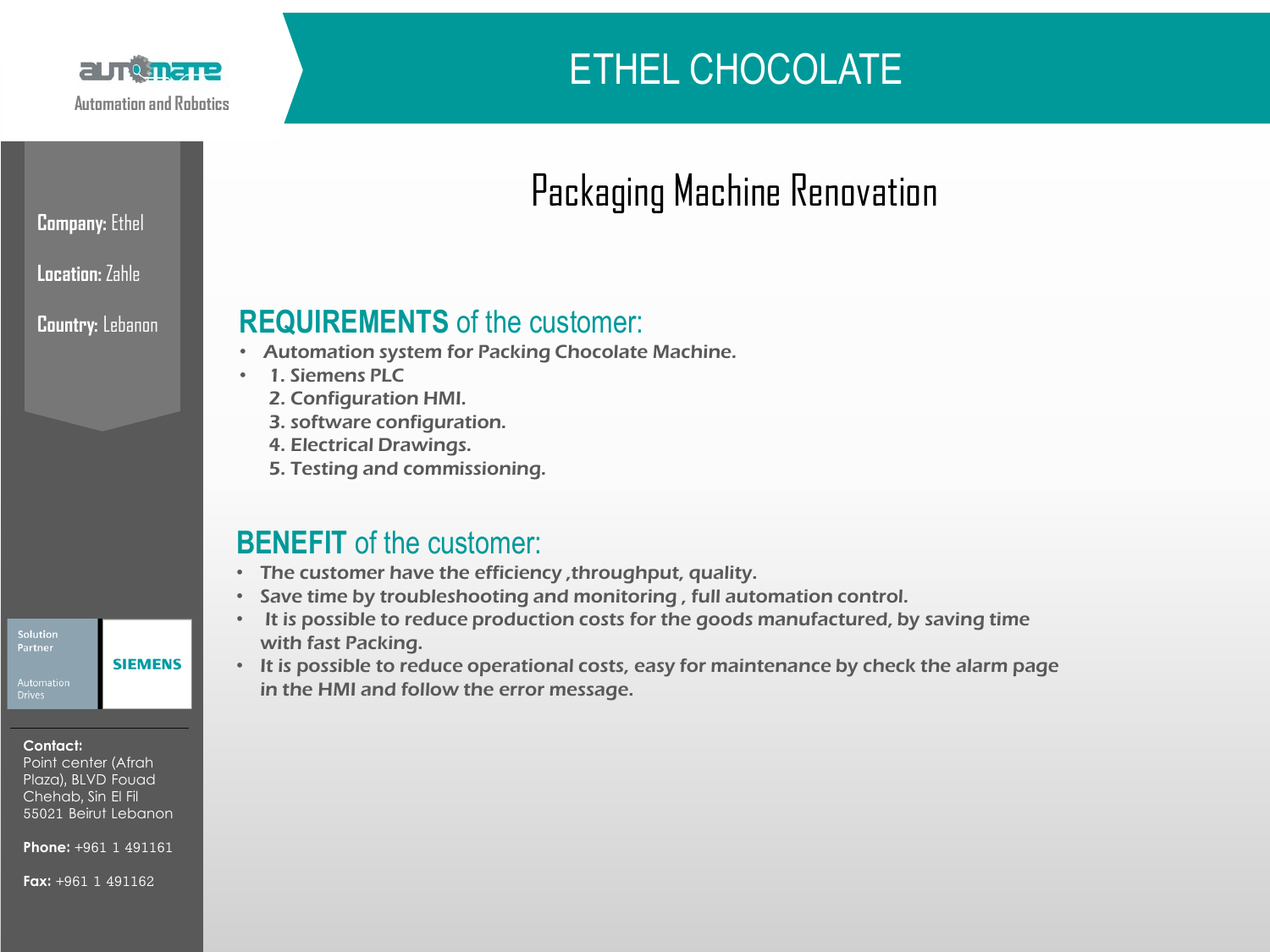automate
Automation and Robotics

# ETHEL CHOCOLATE

## Packaging Machine Renovation

**Company:** Ethel

**Location:** Zahle

**Country:** Lebanon

### **REQUIREMENTS** of the customer:

- Automation system for Packing Chocolate Machine.
- 1. Siemens PLC
  2. Configuration HMI.
  3. software configuration.
  4. Electrical Drawings.
  5. Testing and commissioning.

### **BENEFIT** of the customer:

- The customer have the efficiency ,throughput, quality.
- Save time by troubleshooting and monitoring , full automation control.
- It is possible to reduce production costs for the goods manufactured, by saving time with fast Packing.
- It is possible to reduce operational costs, easy for maintenance by check the alarm page in the HMI and follow the error message.

Solution Partner
Automation Drives
SIEMENS

**Contact:**
Point center (Afrah Plaza), BLVD Fouad Chehab, Sin El Fil
55021 Beirut Lebanon

**Phone:** +961 1 491161

**Fax:** +961 1 491162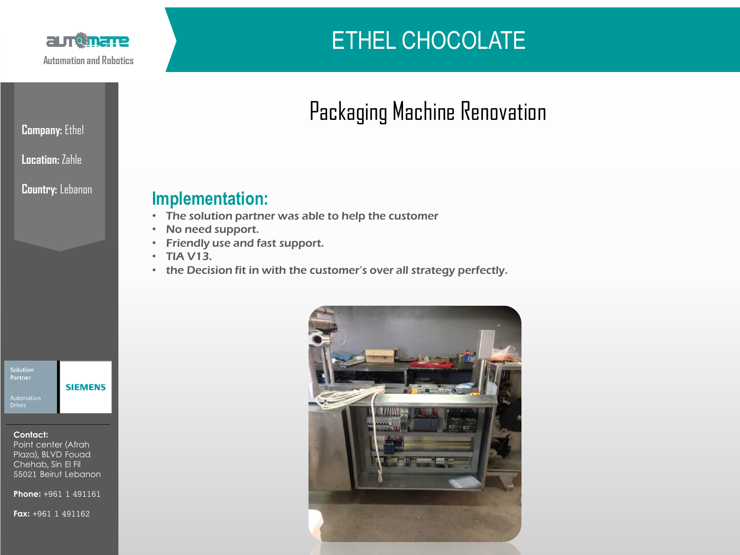# ETHEL CHOCOLATE

Automation and Robotics

**Company:** Ethel

**Location:** Zahle

**Country:** Lebanon

## Packaging Machine Renovation

### Implementation:

- *The solution partner was able to help the customer*
- No need support.
- Friendly use and fast support.
- TIA V13.
- the Decision fit in with the customer's over all strategy perfectly.

Solution Partner
Automation Drives
SIEMENS

**Contact:**
Point center (Afrah Plaza), BLVD Fouad Chehab, Sin El Fil
55021 Beirut Lebanon

**Phone:** +961 1 491161

**Fax:** +961 1 491162